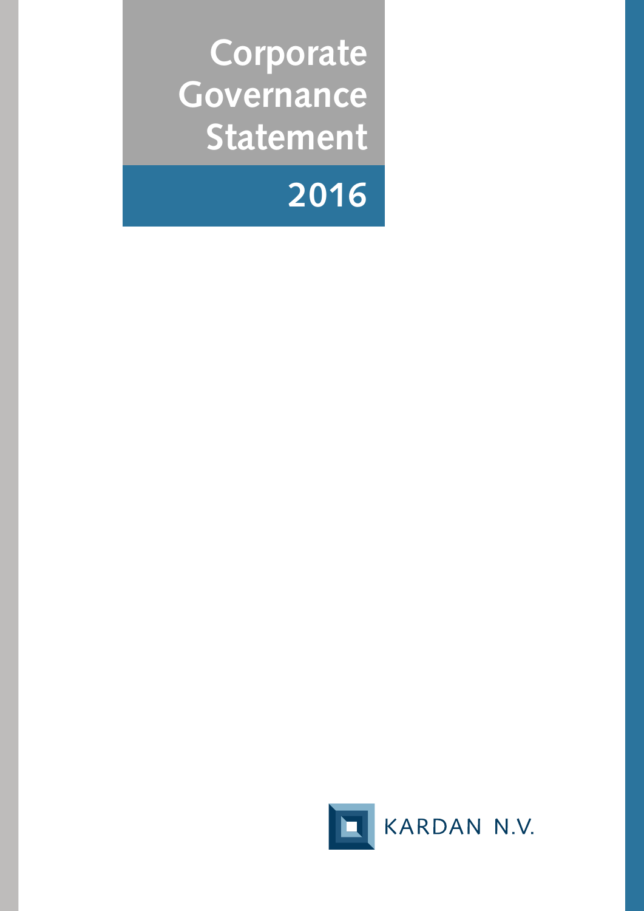# Corporate Governance Statement

## 2016

KARDAN N.V.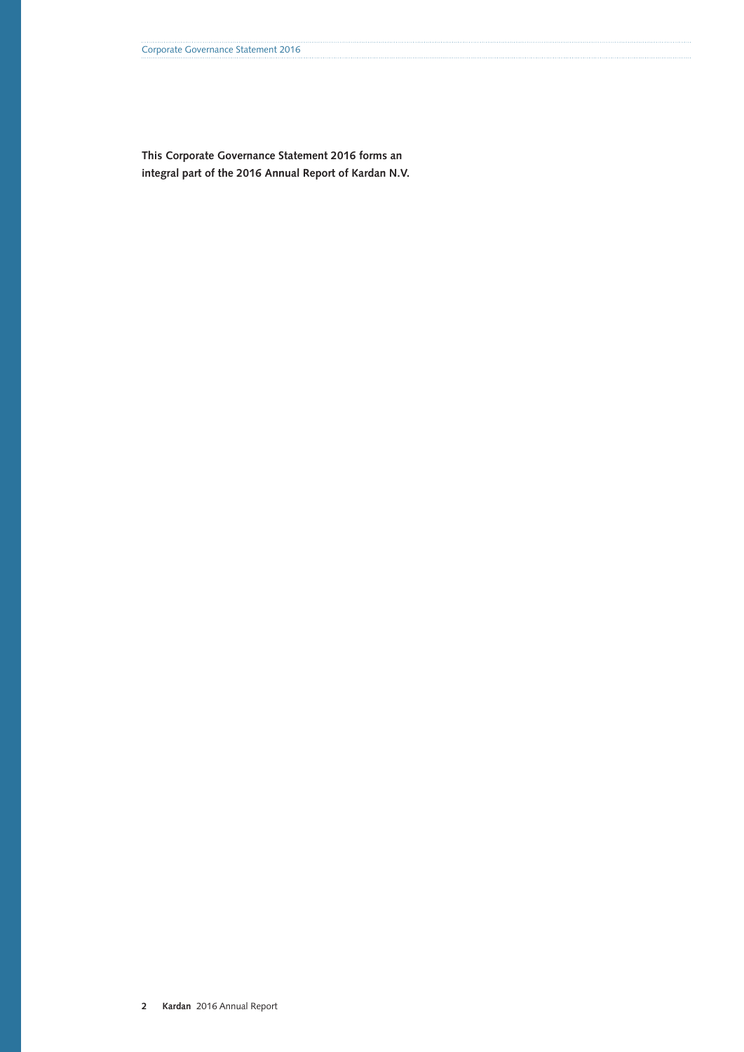**This Corporate Governance Statement 2016 forms an integral part of the 2016 Annual Report of Kardan N.V.**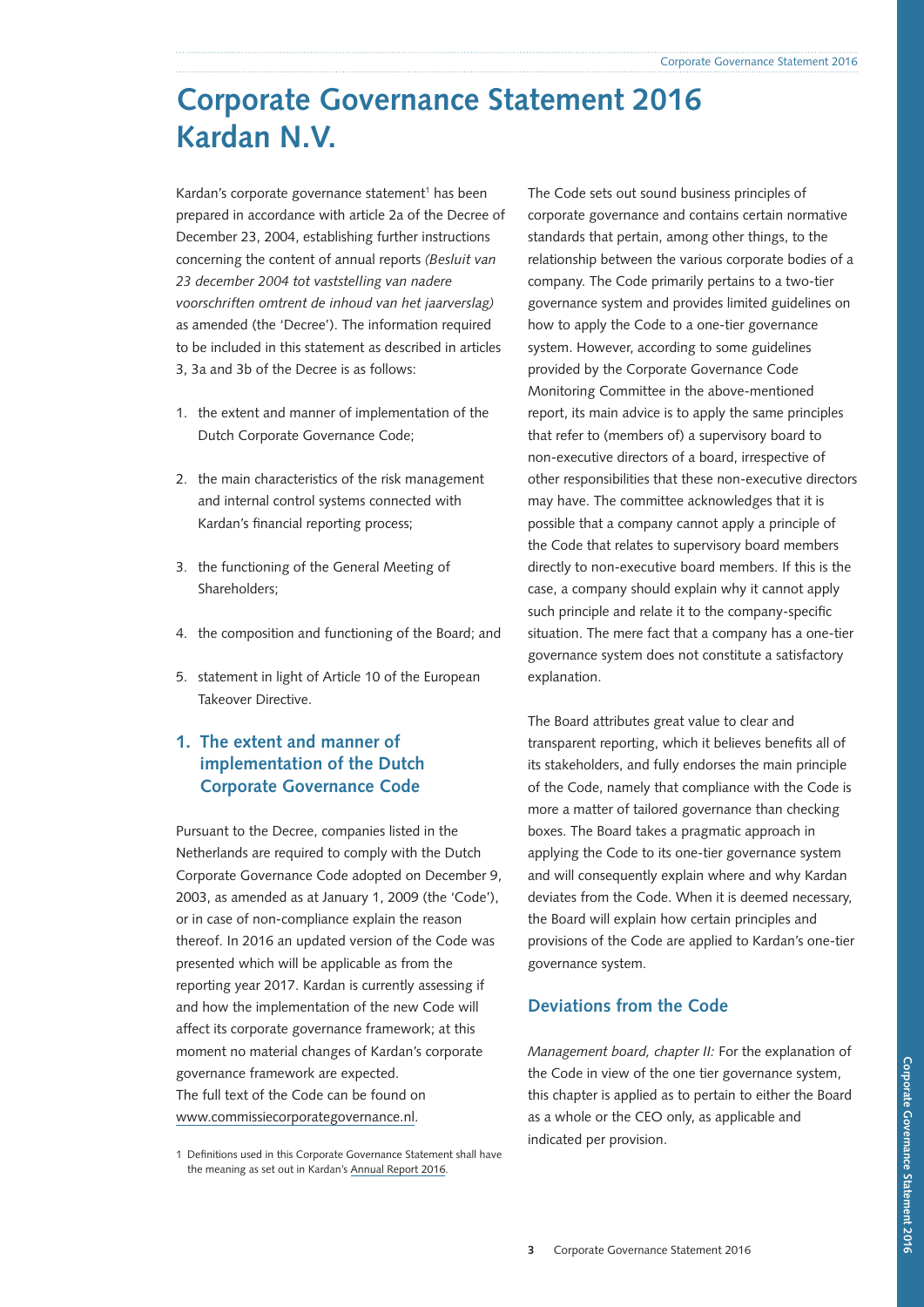# Corporate Governance Statement 2016 Kardan N.V.

Kardan's corporate governance statement[1] has been prepared in accordance with article 2a of the Decree of December 23, 2004, establishing further instructions concerning the content of annual reports *(Besluit van 23 december 2004 tot vaststelling van nadere voorschriften omtrent de inhoud van het jaarverslag)* as amended (the 'Decree'). The information required to be included in this statement as described in articles 3, 3a and 3b of the Decree is as follows:

1. the extent and manner of implementation of the Dutch Corporate Governance Code;
2. the main characteristics of the risk management and internal control systems connected with Kardan's financial reporting process;
3. the functioning of the General Meeting of Shareholders;
4. the composition and functioning of the Board; and
5. statement in light of Article 10 of the European Takeover Directive.

## 1. The extent and manner of implementation of the Dutch Corporate Governance Code

Pursuant to the Decree, companies listed in the Netherlands are required to comply with the Dutch Corporate Governance Code adopted on December 9, 2003, as amended as at January 1, 2009 (the 'Code'), or in case of non-compliance explain the reason thereof. In 2016 an updated version of the Code was presented which will be applicable as from the reporting year 2017. Kardan is currently assessing if and how the implementation of the new Code will affect its corporate governance framework; at this moment no material changes of Kardan's corporate governance framework are expected.
The full text of the Code can be found on www.commissiecorporategovernance.nl.

The Code sets out sound business principles of corporate governance and contains certain normative standards that pertain, among other things, to the relationship between the various corporate bodies of a company. The Code primarily pertains to a two-tier governance system and provides limited guidelines on how to apply the Code to a one-tier governance system. However, according to some guidelines provided by the Corporate Governance Code Monitoring Committee in the above-mentioned report, its main advice is to apply the same principles that refer to (members of) a supervisory board to non-executive directors of a board, irrespective of other responsibilities that these non-executive directors may have. The committee acknowledges that it is possible that a company cannot apply a principle of the Code that relates to supervisory board members directly to non-executive board members. If this is the case, a company should explain why it cannot apply such principle and relate it to the company-specific situation. The mere fact that a company has a one-tier governance system does not constitute a satisfactory explanation.

The Board attributes great value to clear and transparent reporting, which it believes benefits all of its stakeholders, and fully endorses the main principle of the Code, namely that compliance with the Code is more a matter of tailored governance than checking boxes. The Board takes a pragmatic approach in applying the Code to its one-tier governance system and will consequently explain where and why Kardan deviates from the Code. When it is deemed necessary, the Board will explain how certain principles and provisions of the Code are applied to Kardan's one-tier governance system.

### Deviations from the Code

*Management board, chapter II:* For the explanation of the Code in view of the one tier governance system, this chapter is applied as to pertain to either the Board as a whole or the CEO only, as applicable and indicated per provision.

[1] Definitions used in this Corporate Governance Statement shall have the meaning as set out in Kardan's Annual Report 2016.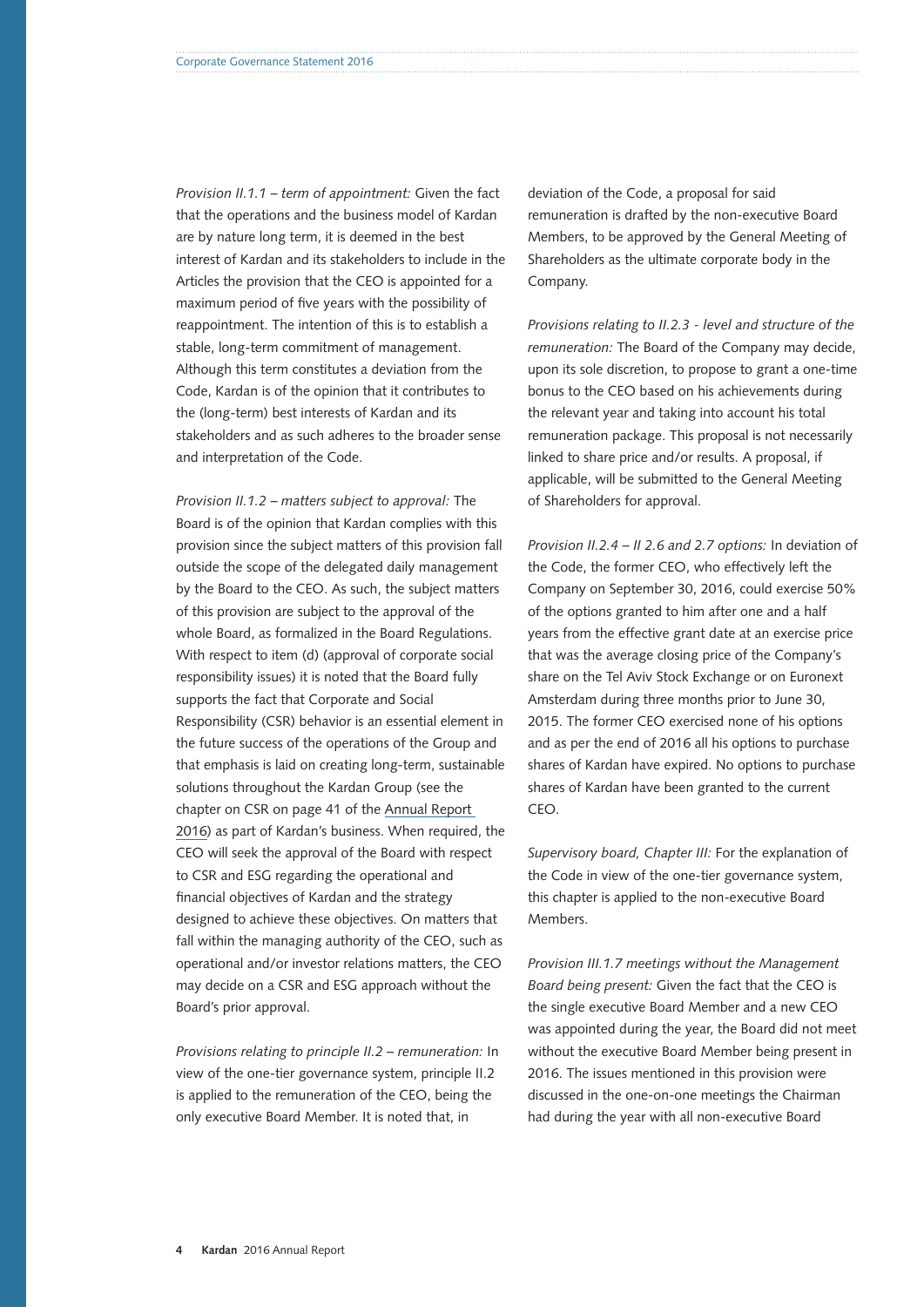*Provision II.1.1 – term of appointment:* Given the fact that the operations and the business model of Kardan are by nature long term, it is deemed in the best interest of Kardan and its stakeholders to include in the Articles the provision that the CEO is appointed for a maximum period of five years with the possibility of reappointment. The intention of this is to establish a stable, long-term commitment of management. Although this term constitutes a deviation from the Code, Kardan is of the opinion that it contributes to the (long-term) best interests of Kardan and its stakeholders and as such adheres to the broader sense and interpretation of the Code.

*Provision II.1.2 – matters subject to approval:* The Board is of the opinion that Kardan complies with this provision since the subject matters of this provision fall outside the scope of the delegated daily management by the Board to the CEO. As such, the subject matters of this provision are subject to the approval of the whole Board, as formalized in the Board Regulations. With respect to item (d) (approval of corporate social responsibility issues) it is noted that the Board fully supports the fact that Corporate and Social Responsibility (CSR) behavior is an essential element in the future success of the operations of the Group and that emphasis is laid on creating long-term, sustainable solutions throughout the Kardan Group (see the chapter on CSR on page 41 of the Annual Report 2016) as part of Kardan's business. When required, the CEO will seek the approval of the Board with respect to CSR and ESG regarding the operational and financial objectives of Kardan and the strategy designed to achieve these objectives. On matters that fall within the managing authority of the CEO, such as operational and/or investor relations matters, the CEO may decide on a CSR and ESG approach without the Board's prior approval.

*Provisions relating to principle II.2 – remuneration:* In view of the one-tier governance system, principle II.2 is applied to the remuneration of the CEO, being the only executive Board Member. It is noted that, in deviation of the Code, a proposal for said remuneration is drafted by the non-executive Board Members, to be approved by the General Meeting of Shareholders as the ultimate corporate body in the Company.

*Provisions relating to II.2.3 - level and structure of the remuneration:* The Board of the Company may decide, upon its sole discretion, to propose to grant a one-time bonus to the CEO based on his achievements during the relevant year and taking into account his total remuneration package. This proposal is not necessarily linked to share price and/or results. A proposal, if applicable, will be submitted to the General Meeting of Shareholders for approval.

*Provision II.2.4 – II 2.6 and 2.7 options:* In deviation of the Code, the former CEO, who effectively left the Company on September 30, 2016, could exercise 50% of the options granted to him after one and a half years from the effective grant date at an exercise price that was the average closing price of the Company's share on the Tel Aviv Stock Exchange or on Euronext Amsterdam during three months prior to June 30, 2015. The former CEO exercised none of his options and as per the end of 2016 all his options to purchase shares of Kardan have expired. No options to purchase shares of Kardan have been granted to the current CEO.

*Supervisory board, Chapter III:* For the explanation of the Code in view of the one-tier governance system, this chapter is applied to the non-executive Board Members.

*Provision III.1.7 meetings without the Management Board being present:* Given the fact that the CEO is the single executive Board Member and a new CEO was appointed during the year, the Board did not meet without the executive Board Member being present in 2016. The issues mentioned in this provision were discussed in the one-on-one meetings the Chairman had during the year with all non-executive Board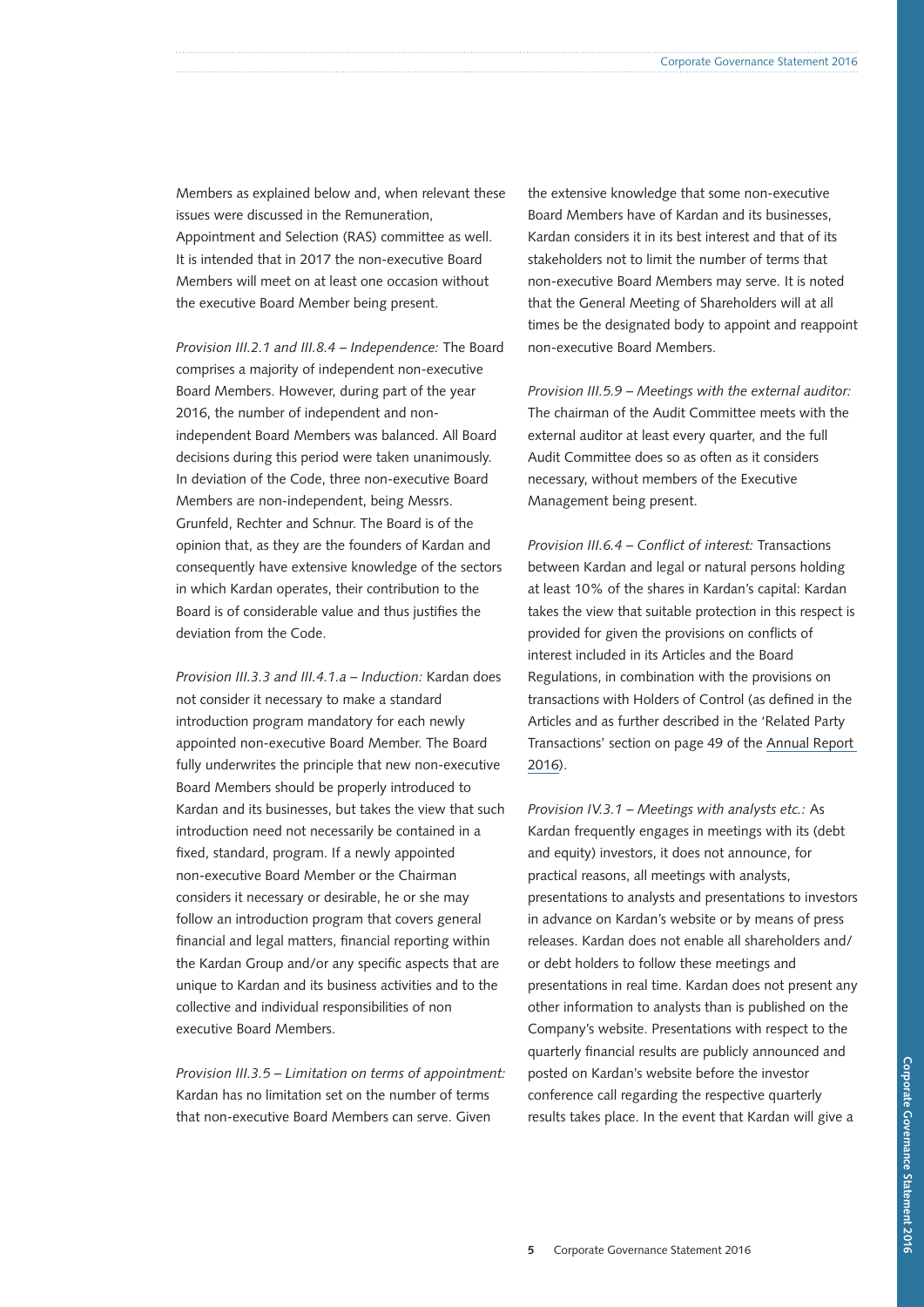Members as explained below and, when relevant these issues were discussed in the Remuneration, Appointment and Selection (RAS) committee as well. It is intended that in 2017 the non-executive Board Members will meet on at least one occasion without the executive Board Member being present.

*Provision III.2.1 and III.8.4 – Independence:* The Board comprises a majority of independent non-executive Board Members. However, during part of the year 2016, the number of independent and non-independent Board Members was balanced. All Board decisions during this period were taken unanimously. In deviation of the Code, three non-executive Board Members are non-independent, being Messrs. Grunfeld, Rechter and Schnur. The Board is of the opinion that, as they are the founders of Kardan and consequently have extensive knowledge of the sectors in which Kardan operates, their contribution to the Board is of considerable value and thus justifies the deviation from the Code.

*Provision III.3.3 and III.4.1.a – Induction:* Kardan does not consider it necessary to make a standard introduction program mandatory for each newly appointed non-executive Board Member. The Board fully underwrites the principle that new non-executive Board Members should be properly introduced to Kardan and its businesses, but takes the view that such introduction need not necessarily be contained in a fixed, standard, program. If a newly appointed non-executive Board Member or the Chairman considers it necessary or desirable, he or she may follow an introduction program that covers general financial and legal matters, financial reporting within the Kardan Group and/or any specific aspects that are unique to Kardan and its business activities and to the collective and individual responsibilities of non executive Board Members.

*Provision III.3.5 – Limitation on terms of appointment:* Kardan has no limitation set on the number of terms that non-executive Board Members can serve. Given the extensive knowledge that some non-executive Board Members have of Kardan and its businesses, Kardan considers it in its best interest and that of its stakeholders not to limit the number of terms that non-executive Board Members may serve. It is noted that the General Meeting of Shareholders will at all times be the designated body to appoint and reappoint non-executive Board Members.

*Provision III.5.9 – Meetings with the external auditor:* The chairman of the Audit Committee meets with the external auditor at least every quarter, and the full Audit Committee does so as often as it considers necessary, without members of the Executive Management being present.

*Provision III.6.4 – Conflict of interest:* Transactions between Kardan and legal or natural persons holding at least 10% of the shares in Kardan's capital: Kardan takes the view that suitable protection in this respect is provided for given the provisions on conflicts of interest included in its Articles and the Board Regulations, in combination with the provisions on transactions with Holders of Control (as defined in the Articles and as further described in the 'Related Party Transactions' section on page 49 of the Annual Report 2016).

*Provision IV.3.1 – Meetings with analysts etc.:* As Kardan frequently engages in meetings with its (debt and equity) investors, it does not announce, for practical reasons, all meetings with analysts, presentations to analysts and presentations to investors in advance on Kardan's website or by means of press releases. Kardan does not enable all shareholders and/or debt holders to follow these meetings and presentations in real time. Kardan does not present any other information to analysts than is published on the Company's website. Presentations with respect to the quarterly financial results are publicly announced and posted on Kardan's website before the investor conference call regarding the respective quarterly results takes place. In the event that Kardan will give a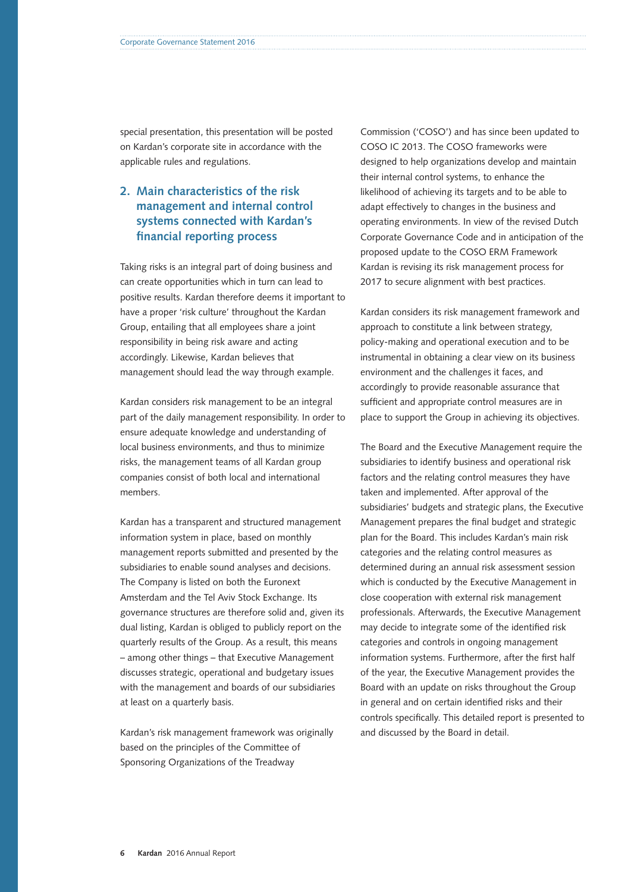special presentation, this presentation will be posted on Kardan's corporate site in accordance with the applicable rules and regulations.

## 2. Main characteristics of the risk management and internal control systems connected with Kardan's financial reporting process

Taking risks is an integral part of doing business and can create opportunities which in turn can lead to positive results. Kardan therefore deems it important to have a proper 'risk culture' throughout the Kardan Group, entailing that all employees share a joint responsibility in being risk aware and acting accordingly. Likewise, Kardan believes that management should lead the way through example.

Kardan considers risk management to be an integral part of the daily management responsibility. In order to ensure adequate knowledge and understanding of local business environments, and thus to minimize risks, the management teams of all Kardan group companies consist of both local and international members.

Kardan has a transparent and structured management information system in place, based on monthly management reports submitted and presented by the subsidiaries to enable sound analyses and decisions. The Company is listed on both the Euronext Amsterdam and the Tel Aviv Stock Exchange. Its governance structures are therefore solid and, given its dual listing, Kardan is obliged to publicly report on the quarterly results of the Group. As a result, this means – among other things – that Executive Management discusses strategic, operational and budgetary issues with the management and boards of our subsidiaries at least on a quarterly basis.

Kardan's risk management framework was originally based on the principles of the Committee of Sponsoring Organizations of the Treadway Commission ('COSO') and has since been updated to COSO IC 2013. The COSO frameworks were designed to help organizations develop and maintain their internal control systems, to enhance the likelihood of achieving its targets and to be able to adapt effectively to changes in the business and operating environments. In view of the revised Dutch Corporate Governance Code and in anticipation of the proposed update to the COSO ERM Framework Kardan is revising its risk management process for 2017 to secure alignment with best practices.

Kardan considers its risk management framework and approach to constitute a link between strategy, policy-making and operational execution and to be instrumental in obtaining a clear view on its business environment and the challenges it faces, and accordingly to provide reasonable assurance that sufficient and appropriate control measures are in place to support the Group in achieving its objectives.

The Board and the Executive Management require the subsidiaries to identify business and operational risk factors and the relating control measures they have taken and implemented. After approval of the subsidiaries' budgets and strategic plans, the Executive Management prepares the final budget and strategic plan for the Board. This includes Kardan's main risk categories and the relating control measures as determined during an annual risk assessment session which is conducted by the Executive Management in close cooperation with external risk management professionals. Afterwards, the Executive Management may decide to integrate some of the identified risk categories and controls in ongoing management information systems. Furthermore, after the first half of the year, the Executive Management provides the Board with an update on risks throughout the Group in general and on certain identified risks and their controls specifically. This detailed report is presented to and discussed by the Board in detail.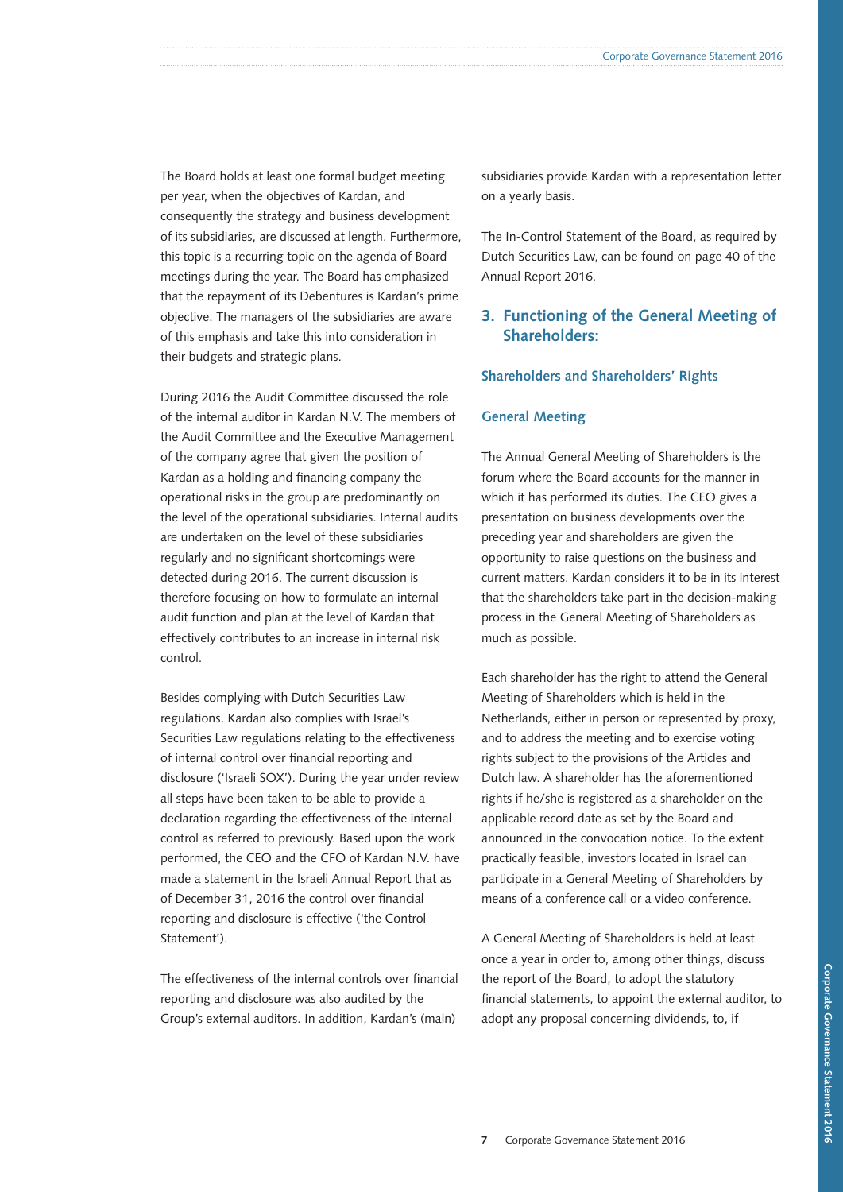The Board holds at least one formal budget meeting per year, when the objectives of Kardan, and consequently the strategy and business development of its subsidiaries, are discussed at length. Furthermore, this topic is a recurring topic on the agenda of Board meetings during the year. The Board has emphasized that the repayment of its Debentures is Kardan's prime objective. The managers of the subsidiaries are aware of this emphasis and take this into consideration in their budgets and strategic plans.

During 2016 the Audit Committee discussed the role of the internal auditor in Kardan N.V. The members of the Audit Committee and the Executive Management of the company agree that given the position of Kardan as a holding and financing company the operational risks in the group are predominantly on the level of the operational subsidiaries. Internal audits are undertaken on the level of these subsidiaries regularly and no significant shortcomings were detected during 2016. The current discussion is therefore focusing on how to formulate an internal audit function and plan at the level of Kardan that effectively contributes to an increase in internal risk control.

Besides complying with Dutch Securities Law regulations, Kardan also complies with Israel's Securities Law regulations relating to the effectiveness of internal control over financial reporting and disclosure ('Israeli SOX'). During the year under review all steps have been taken to be able to provide a declaration regarding the effectiveness of the internal control as referred to previously. Based upon the work performed, the CEO and the CFO of Kardan N.V. have made a statement in the Israeli Annual Report that as of December 31, 2016 the control over financial reporting and disclosure is effective ('the Control Statement').

The effectiveness of the internal controls over financial reporting and disclosure was also audited by the Group's external auditors. In addition, Kardan's (main) subsidiaries provide Kardan with a representation letter on a yearly basis.

The In-Control Statement of the Board, as required by Dutch Securities Law, can be found on page 40 of the Annual Report 2016.

## 3. Functioning of the General Meeting of Shareholders:

### Shareholders and Shareholders' Rights

### General Meeting

The Annual General Meeting of Shareholders is the forum where the Board accounts for the manner in which it has performed its duties. The CEO gives a presentation on business developments over the preceding year and shareholders are given the opportunity to raise questions on the business and current matters. Kardan considers it to be in its interest that the shareholders take part in the decision-making process in the General Meeting of Shareholders as much as possible.

Each shareholder has the right to attend the General Meeting of Shareholders which is held in the Netherlands, either in person or represented by proxy, and to address the meeting and to exercise voting rights subject to the provisions of the Articles and Dutch law. A shareholder has the aforementioned rights if he/she is registered as a shareholder on the applicable record date as set by the Board and announced in the convocation notice. To the extent practically feasible, investors located in Israel can participate in a General Meeting of Shareholders by means of a conference call or a video conference.

A General Meeting of Shareholders is held at least once a year in order to, among other things, discuss the report of the Board, to adopt the statutory financial statements, to appoint the external auditor, to adopt any proposal concerning dividends, to, if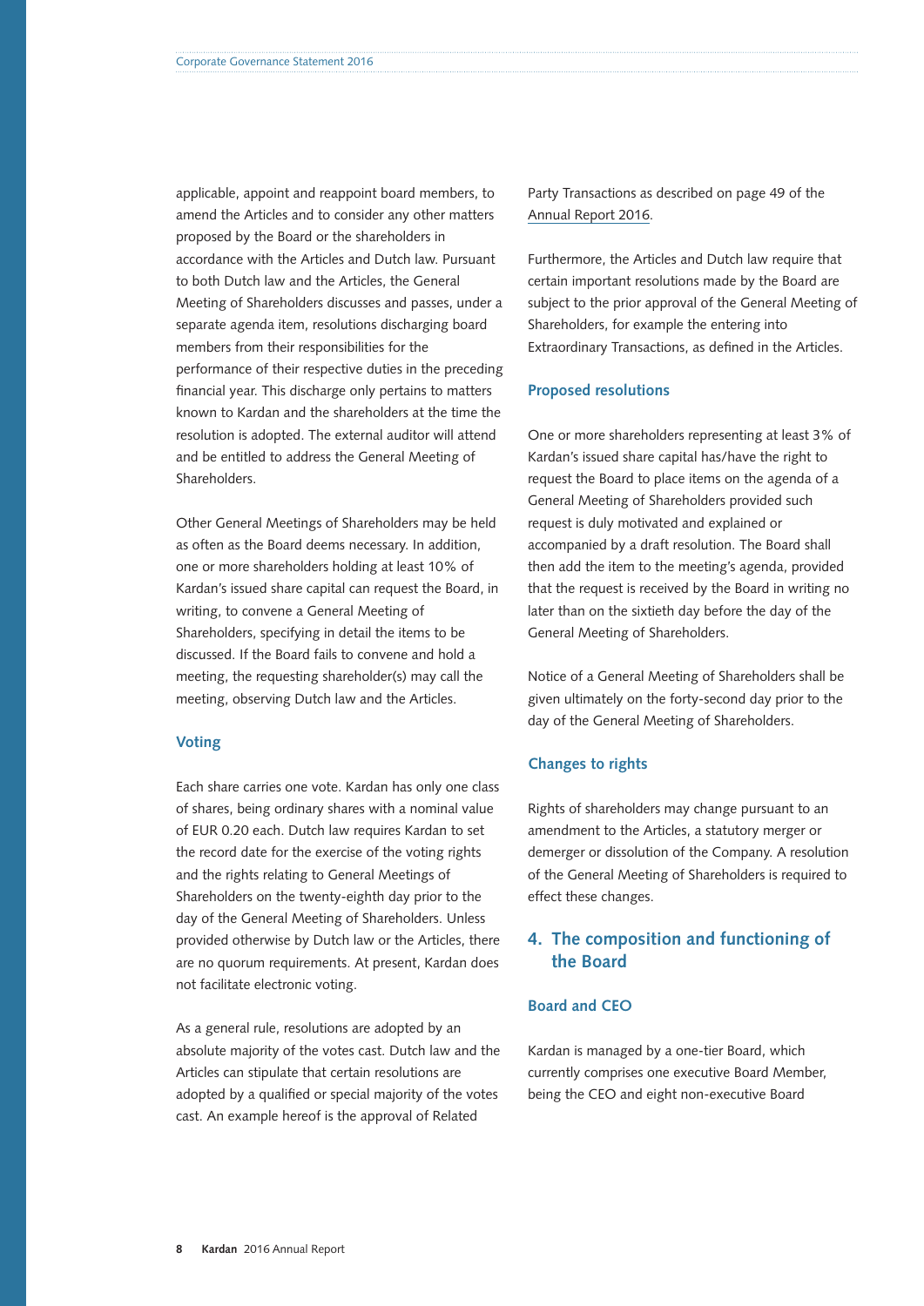applicable, appoint and reappoint board members, to amend the Articles and to consider any other matters proposed by the Board or the shareholders in accordance with the Articles and Dutch law. Pursuant to both Dutch law and the Articles, the General Meeting of Shareholders discusses and passes, under a separate agenda item, resolutions discharging board members from their responsibilities for the performance of their respective duties in the preceding financial year. This discharge only pertains to matters known to Kardan and the shareholders at the time the resolution is adopted. The external auditor will attend and be entitled to address the General Meeting of Shareholders.

Other General Meetings of Shareholders may be held as often as the Board deems necessary. In addition, one or more shareholders holding at least 10% of Kardan's issued share capital can request the Board, in writing, to convene a General Meeting of Shareholders, specifying in detail the items to be discussed. If the Board fails to convene and hold a meeting, the requesting shareholder(s) may call the meeting, observing Dutch law and the Articles.

### Voting

Each share carries one vote. Kardan has only one class of shares, being ordinary shares with a nominal value of EUR 0.20 each. Dutch law requires Kardan to set the record date for the exercise of the voting rights and the rights relating to General Meetings of Shareholders on the twenty-eighth day prior to the day of the General Meeting of Shareholders. Unless provided otherwise by Dutch law or the Articles, there are no quorum requirements. At present, Kardan does not facilitate electronic voting.

As a general rule, resolutions are adopted by an absolute majority of the votes cast. Dutch law and the Articles can stipulate that certain resolutions are adopted by a qualified or special majority of the votes cast. An example hereof is the approval of Related Party Transactions as described on page 49 of the Annual Report 2016.

Furthermore, the Articles and Dutch law require that certain important resolutions made by the Board are subject to the prior approval of the General Meeting of Shareholders, for example the entering into Extraordinary Transactions, as defined in the Articles.

### Proposed resolutions

One or more shareholders representing at least 3% of Kardan's issued share capital has/have the right to request the Board to place items on the agenda of a General Meeting of Shareholders provided such request is duly motivated and explained or accompanied by a draft resolution. The Board shall then add the item to the meeting's agenda, provided that the request is received by the Board in writing no later than on the sixtieth day before the day of the General Meeting of Shareholders.

Notice of a General Meeting of Shareholders shall be given ultimately on the forty-second day prior to the day of the General Meeting of Shareholders.

### Changes to rights

Rights of shareholders may change pursuant to an amendment to the Articles, a statutory merger or demerger or dissolution of the Company. A resolution of the General Meeting of Shareholders is required to effect these changes.

## 4. The composition and functioning of the Board

### Board and CEO

Kardan is managed by a one-tier Board, which currently comprises one executive Board Member, being the CEO and eight non-executive Board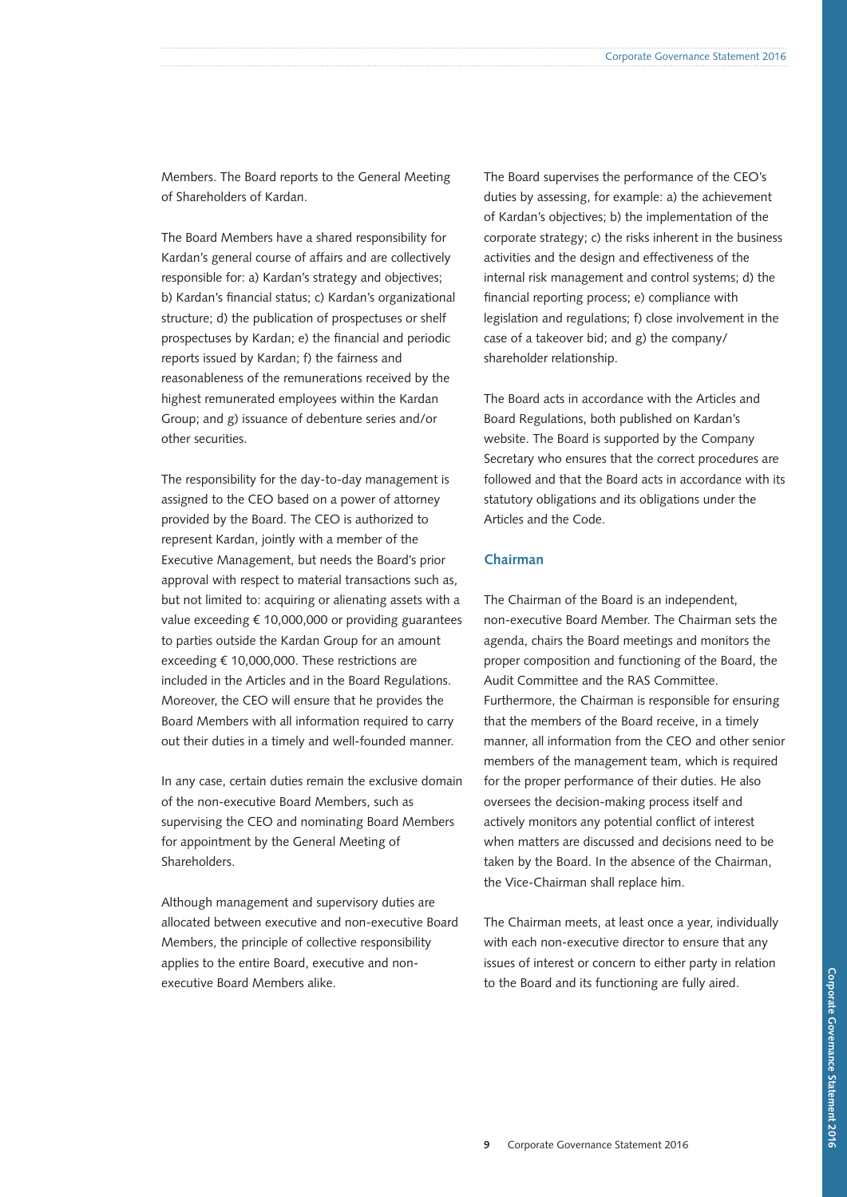Members. The Board reports to the General Meeting of Shareholders of Kardan.

The Board Members have a shared responsibility for Kardan's general course of affairs and are collectively responsible for: a) Kardan's strategy and objectives; b) Kardan's financial status; c) Kardan's organizational structure; d) the publication of prospectuses or shelf prospectuses by Kardan; e) the financial and periodic reports issued by Kardan; f) the fairness and reasonableness of the remunerations received by the highest remunerated employees within the Kardan Group; and g) issuance of debenture series and/or other securities.

The responsibility for the day-to-day management is assigned to the CEO based on a power of attorney provided by the Board. The CEO is authorized to represent Kardan, jointly with a member of the Executive Management, but needs the Board's prior approval with respect to material transactions such as, but not limited to: acquiring or alienating assets with a value exceeding € 10,000,000 or providing guarantees to parties outside the Kardan Group for an amount exceeding € 10,000,000. These restrictions are included in the Articles and in the Board Regulations. Moreover, the CEO will ensure that he provides the Board Members with all information required to carry out their duties in a timely and well-founded manner.

In any case, certain duties remain the exclusive domain of the non-executive Board Members, such as supervising the CEO and nominating Board Members for appointment by the General Meeting of Shareholders.

Although management and supervisory duties are allocated between executive and non-executive Board Members, the principle of collective responsibility applies to the entire Board, executive and non-executive Board Members alike.

The Board supervises the performance of the CEO's duties by assessing, for example: a) the achievement of Kardan's objectives; b) the implementation of the corporate strategy; c) the risks inherent in the business activities and the design and effectiveness of the internal risk management and control systems; d) the financial reporting process; e) compliance with legislation and regulations; f) close involvement in the case of a takeover bid; and g) the company/shareholder relationship.

The Board acts in accordance with the Articles and Board Regulations, both published on Kardan's website. The Board is supported by the Company Secretary who ensures that the correct procedures are followed and that the Board acts in accordance with its statutory obligations and its obligations under the Articles and the Code.

### Chairman

The Chairman of the Board is an independent, non-executive Board Member. The Chairman sets the agenda, chairs the Board meetings and monitors the proper composition and functioning of the Board, the Audit Committee and the RAS Committee. Furthermore, the Chairman is responsible for ensuring that the members of the Board receive, in a timely manner, all information from the CEO and other senior members of the management team, which is required for the proper performance of their duties. He also oversees the decision-making process itself and actively monitors any potential conflict of interest when matters are discussed and decisions need to be taken by the Board. In the absence of the Chairman, the Vice-Chairman shall replace him.

The Chairman meets, at least once a year, individually with each non-executive director to ensure that any issues of interest or concern to either party in relation to the Board and its functioning are fully aired.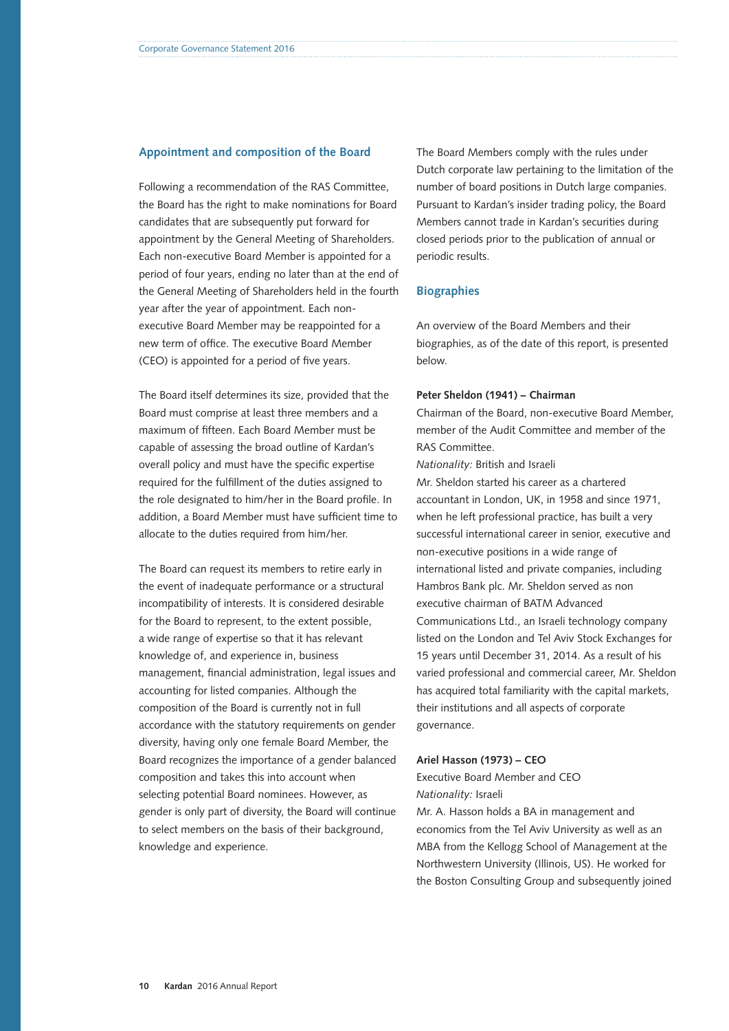## Appointment and composition of the Board

Following a recommendation of the RAS Committee, the Board has the right to make nominations for Board candidates that are subsequently put forward for appointment by the General Meeting of Shareholders. Each non-executive Board Member is appointed for a period of four years, ending no later than at the end of the General Meeting of Shareholders held in the fourth year after the year of appointment. Each non-executive Board Member may be reappointed for a new term of office. The executive Board Member (CEO) is appointed for a period of five years.

The Board itself determines its size, provided that the Board must comprise at least three members and a maximum of fifteen. Each Board Member must be capable of assessing the broad outline of Kardan's overall policy and must have the specific expertise required for the fulfillment of the duties assigned to the role designated to him/her in the Board profile. In addition, a Board Member must have sufficient time to allocate to the duties required from him/her.

The Board can request its members to retire early in the event of inadequate performance or a structural incompatibility of interests. It is considered desirable for the Board to represent, to the extent possible, a wide range of expertise so that it has relevant knowledge of, and experience in, business management, financial administration, legal issues and accounting for listed companies. Although the composition of the Board is currently not in full accordance with the statutory requirements on gender diversity, having only one female Board Member, the Board recognizes the importance of a gender balanced composition and takes this into account when selecting potential Board nominees. However, as gender is only part of diversity, the Board will continue to select members on the basis of their background, knowledge and experience.

The Board Members comply with the rules under Dutch corporate law pertaining to the limitation of the number of board positions in Dutch large companies. Pursuant to Kardan's insider trading policy, the Board Members cannot trade in Kardan's securities during closed periods prior to the publication of annual or periodic results.

## Biographies

An overview of the Board Members and their biographies, as of the date of this report, is presented below.

**Peter Sheldon (1941) – Chairman**

Chairman of the Board, non-executive Board Member, member of the Audit Committee and member of the RAS Committee.

*Nationality:* British and Israeli

Mr. Sheldon started his career as a chartered accountant in London, UK, in 1958 and since 1971, when he left professional practice, has built a very successful international career in senior, executive and non-executive positions in a wide range of international listed and private companies, including Hambros Bank plc. Mr. Sheldon served as non executive chairman of BATM Advanced Communications Ltd., an Israeli technology company listed on the London and Tel Aviv Stock Exchanges for 15 years until December 31, 2014. As a result of his varied professional and commercial career, Mr. Sheldon has acquired total familiarity with the capital markets, their institutions and all aspects of corporate governance.

**Ariel Hasson (1973) – CEO**

Executive Board Member and CEO

*Nationality:* Israeli

Mr. A. Hasson holds a BA in management and economics from the Tel Aviv University as well as an MBA from the Kellogg School of Management at the Northwestern University (Illinois, US). He worked for the Boston Consulting Group and subsequently joined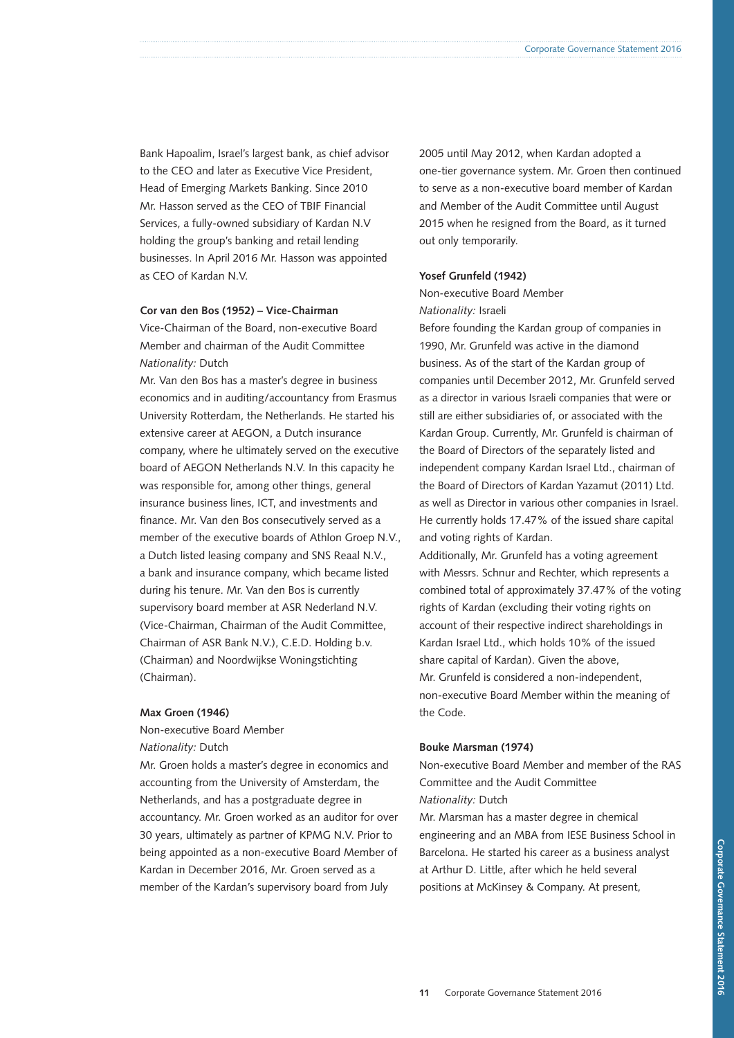Bank Hapoalim, Israel's largest bank, as chief advisor to the CEO and later as Executive Vice President, Head of Emerging Markets Banking. Since 2010 Mr. Hasson served as the CEO of TBIF Financial Services, a fully-owned subsidiary of Kardan N.V holding the group's banking and retail lending businesses. In April 2016 Mr. Hasson was appointed as CEO of Kardan N.V.

**Cor van den Bos (1952) – Vice-Chairman**

Vice-Chairman of the Board, non-executive Board Member and chairman of the Audit Committee
*Nationality:* Dutch

Mr. Van den Bos has a master's degree in business economics and in auditing/accountancy from Erasmus University Rotterdam, the Netherlands. He started his extensive career at AEGON, a Dutch insurance company, where he ultimately served on the executive board of AEGON Netherlands N.V. In this capacity he was responsible for, among other things, general insurance business lines, ICT, and investments and finance. Mr. Van den Bos consecutively served as a member of the executive boards of Athlon Groep N.V., a Dutch listed leasing company and SNS Reaal N.V., a bank and insurance company, which became listed during his tenure. Mr. Van den Bos is currently supervisory board member at ASR Nederland N.V. (Vice-Chairman, Chairman of the Audit Committee, Chairman of ASR Bank N.V.), C.E.D. Holding b.v. (Chairman) and Noordwijkse Woningstichting (Chairman).

**Max Groen (1946)**

Non-executive Board Member
*Nationality:* Dutch

Mr. Groen holds a master's degree in economics and accounting from the University of Amsterdam, the Netherlands, and has a postgraduate degree in accountancy. Mr. Groen worked as an auditor for over 30 years, ultimately as partner of KPMG N.V. Prior to being appointed as a non-executive Board Member of Kardan in December 2016, Mr. Groen served as a member of the Kardan's supervisory board from July 2005 until May 2012, when Kardan adopted a one-tier governance system. Mr. Groen then continued to serve as a non-executive board member of Kardan and Member of the Audit Committee until August 2015 when he resigned from the Board, as it turned out only temporarily.

**Yosef Grunfeld (1942)**

Non-executive Board Member
*Nationality:* Israeli

Before founding the Kardan group of companies in 1990, Mr. Grunfeld was active in the diamond business. As of the start of the Kardan group of companies until December 2012, Mr. Grunfeld served as a director in various Israeli companies that were or still are either subsidiaries of, or associated with the Kardan Group. Currently, Mr. Grunfeld is chairman of the Board of Directors of the separately listed and independent company Kardan Israel Ltd., chairman of the Board of Directors of Kardan Yazamut (2011) Ltd. as well as Director in various other companies in Israel. He currently holds 17.47% of the issued share capital and voting rights of Kardan.

Additionally, Mr. Grunfeld has a voting agreement with Messrs. Schnur and Rechter, which represents a combined total of approximately 37.47% of the voting rights of Kardan (excluding their voting rights on account of their respective indirect shareholdings in Kardan Israel Ltd., which holds 10% of the issued share capital of Kardan). Given the above, Mr. Grunfeld is considered a non-independent, non-executive Board Member within the meaning of the Code.

**Bouke Marsman (1974)**

Non-executive Board Member and member of the RAS Committee and the Audit Committee
*Nationality:* Dutch

Mr. Marsman has a master degree in chemical engineering and an MBA from IESE Business School in Barcelona. He started his career as a business analyst at Arthur D. Little, after which he held several positions at McKinsey & Company. At present,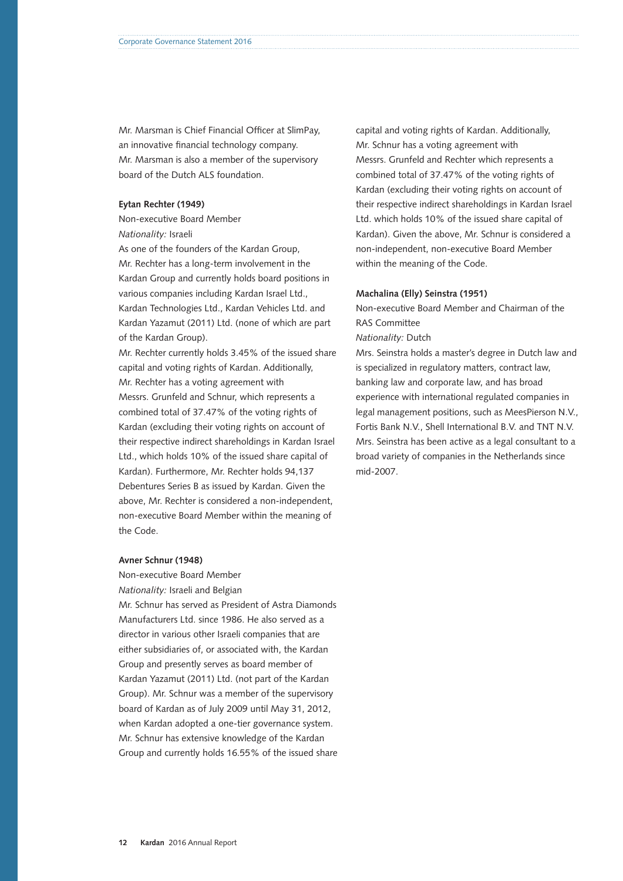Mr. Marsman is Chief Financial Officer at SlimPay, an innovative financial technology company. Mr. Marsman is also a member of the supervisory board of the Dutch ALS foundation.

**Eytan Rechter (1949)**

Non-executive Board Member

*Nationality:* Israeli

As one of the founders of the Kardan Group, Mr. Rechter has a long-term involvement in the Kardan Group and currently holds board positions in various companies including Kardan Israel Ltd., Kardan Technologies Ltd., Kardan Vehicles Ltd. and Kardan Yazamut (2011) Ltd. (none of which are part of the Kardan Group).

Mr. Rechter currently holds 3.45% of the issued share capital and voting rights of Kardan. Additionally, Mr. Rechter has a voting agreement with Messrs. Grunfeld and Schnur, which represents a combined total of 37.47% of the voting rights of Kardan (excluding their voting rights on account of their respective indirect shareholdings in Kardan Israel Ltd., which holds 10% of the issued share capital of Kardan). Furthermore, Mr. Rechter holds 94,137 Debentures Series B as issued by Kardan. Given the above, Mr. Rechter is considered a non-independent, non-executive Board Member within the meaning of the Code.

**Avner Schnur (1948)**

Non-executive Board Member

*Nationality:* Israeli and Belgian

Mr. Schnur has served as President of Astra Diamonds Manufacturers Ltd. since 1986. He also served as a director in various other Israeli companies that are either subsidiaries of, or associated with, the Kardan Group and presently serves as board member of Kardan Yazamut (2011) Ltd. (not part of the Kardan Group). Mr. Schnur was a member of the supervisory board of Kardan as of July 2009 until May 31, 2012, when Kardan adopted a one-tier governance system. Mr. Schnur has extensive knowledge of the Kardan Group and currently holds 16.55% of the issued share capital and voting rights of Kardan. Additionally, Mr. Schnur has a voting agreement with Messrs. Grunfeld and Rechter which represents a combined total of 37.47% of the voting rights of Kardan (excluding their voting rights on account of their respective indirect shareholdings in Kardan Israel Ltd. which holds 10% of the issued share capital of Kardan). Given the above, Mr. Schnur is considered a non-independent, non-executive Board Member within the meaning of the Code.

**Machalina (Elly) Seinstra (1951)**

Non-executive Board Member and Chairman of the RAS Committee

*Nationality:* Dutch

Mrs. Seinstra holds a master's degree in Dutch law and is specialized in regulatory matters, contract law, banking law and corporate law, and has broad experience with international regulated companies in legal management positions, such as MeesPierson N.V., Fortis Bank N.V., Shell International B.V. and TNT N.V. Mrs. Seinstra has been active as a legal consultant to a broad variety of companies in the Netherlands since mid-2007.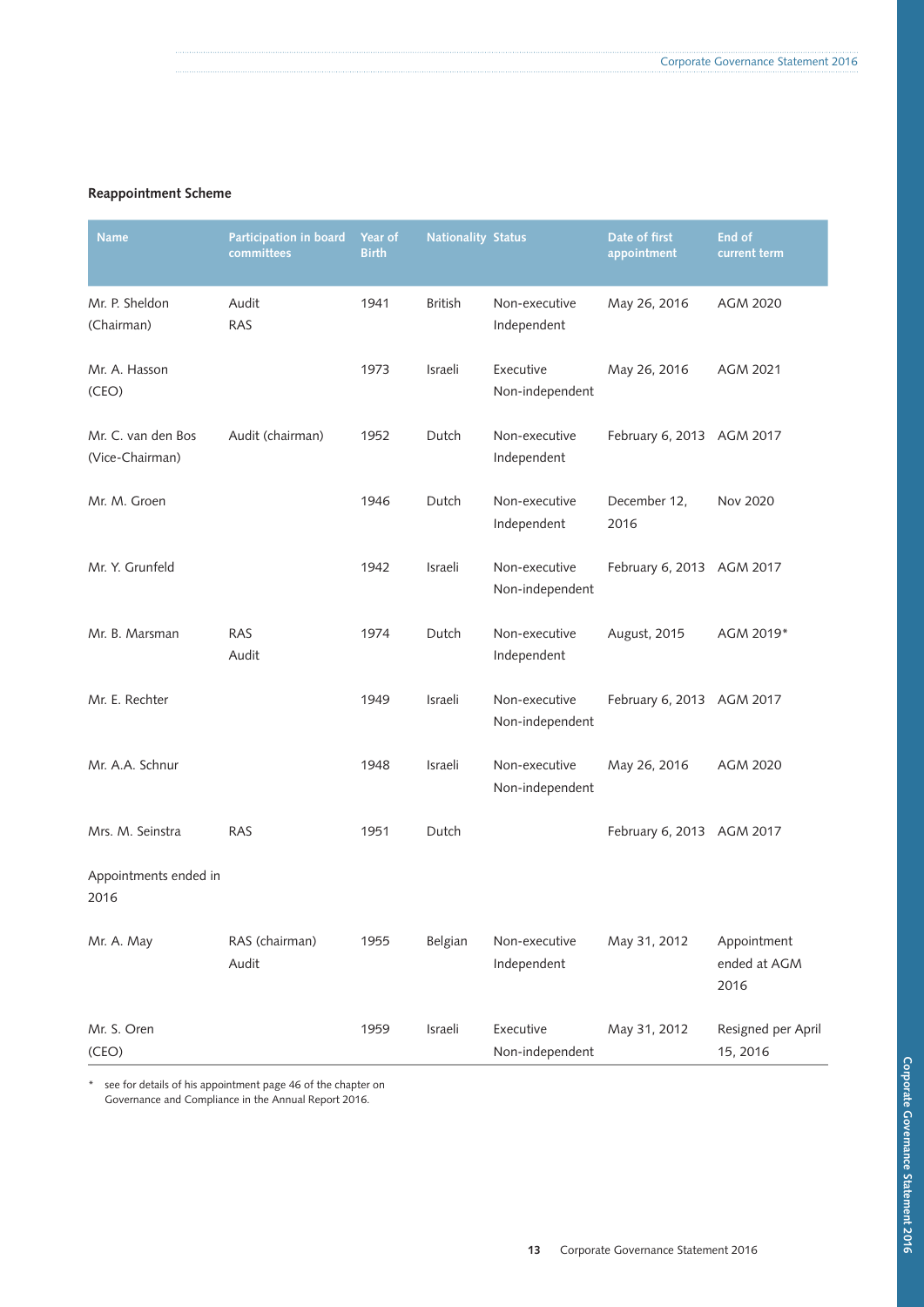**Reappointment Scheme**

| Name | Participation in board committees | Year of Birth | Nationality | Status | Date of first appointment | End of current term |
|---|---|---|---|---|---|---|
| Mr. P. Sheldon (Chairman) | Audit RAS | 1941 | British | Non-executive Independent | May 26, 2016 | AGM 2020 |
| Mr. A. Hasson (CEO) | | 1973 | Israeli | Executive Non-independent | May 26, 2016 | AGM 2021 |
| Mr. C. van den Bos (Vice-Chairman) | Audit (chairman) | 1952 | Dutch | Non-executive Independent | February 6, 2013 | AGM 2017 |
| Mr. M. Groen | | 1946 | Dutch | Non-executive Independent | December 12, 2016 | Nov 2020 |
| Mr. Y. Grunfeld | | 1942 | Israeli | Non-executive Non-independent | February 6, 2013 | AGM 2017 |
| Mr. B. Marsman | RAS Audit | 1974 | Dutch | Non-executive Independent | August, 2015 | AGM 2019* |
| Mr. E. Rechter | | 1949 | Israeli | Non-executive Non-independent | February 6, 2013 | AGM 2017 |
| Mr. A.A. Schnur | | 1948 | Israeli | Non-executive Non-independent | May 26, 2016 | AGM 2020 |
| Mrs. M. Seinstra | RAS | 1951 | Dutch | | February 6, 2013 | AGM 2017 |
| Appointments ended in 2016 | | | | | | |
| Mr. A. May | RAS (chairman) Audit | 1955 | Belgian | Non-executive Independent | May 31, 2012 | Appointment ended at AGM 2016 |
| Mr. S. Oren (CEO) | | 1959 | Israeli | Executive Non-independent | May 31, 2012 | Resigned per April 15, 2016 |

\* see for details of his appointment page 46 of the chapter on Governance and Compliance in the Annual Report 2016.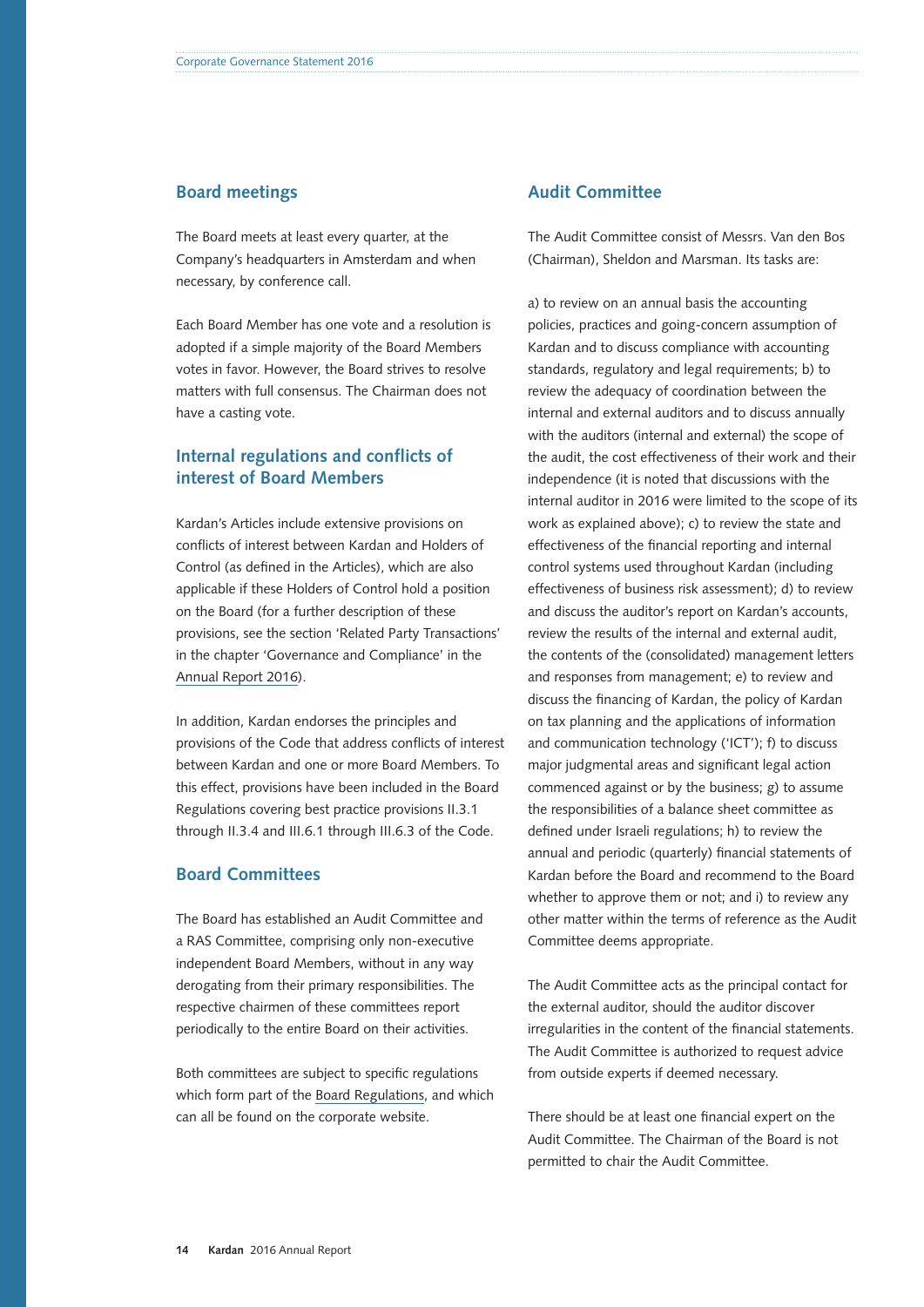## Board meetings

The Board meets at least every quarter, at the Company's headquarters in Amsterdam and when necessary, by conference call.

Each Board Member has one vote and a resolution is adopted if a simple majority of the Board Members votes in favor. However, the Board strives to resolve matters with full consensus. The Chairman does not have a casting vote.

## Internal regulations and conflicts of interest of Board Members

Kardan's Articles include extensive provisions on conflicts of interest between Kardan and Holders of Control (as defined in the Articles), which are also applicable if these Holders of Control hold a position on the Board (for a further description of these provisions, see the section 'Related Party Transactions' in the chapter 'Governance and Compliance' in the Annual Report 2016).

In addition, Kardan endorses the principles and provisions of the Code that address conflicts of interest between Kardan and one or more Board Members. To this effect, provisions have been included in the Board Regulations covering best practice provisions II.3.1 through II.3.4 and III.6.1 through III.6.3 of the Code.

## Board Committees

The Board has established an Audit Committee and a RAS Committee, comprising only non-executive independent Board Members, without in any way derogating from their primary responsibilities. The respective chairmen of these committees report periodically to the entire Board on their activities.

Both committees are subject to specific regulations which form part of the Board Regulations, and which can all be found on the corporate website.

## Audit Committee

The Audit Committee consist of Messrs. Van den Bos (Chairman), Sheldon and Marsman. Its tasks are:

a) to review on an annual basis the accounting policies, practices and going-concern assumption of Kardan and to discuss compliance with accounting standards, regulatory and legal requirements; b) to review the adequacy of coordination between the internal and external auditors and to discuss annually with the auditors (internal and external) the scope of the audit, the cost effectiveness of their work and their independence (it is noted that discussions with the internal auditor in 2016 were limited to the scope of its work as explained above); c) to review the state and effectiveness of the financial reporting and internal control systems used throughout Kardan (including effectiveness of business risk assessment); d) to review and discuss the auditor's report on Kardan's accounts, review the results of the internal and external audit, the contents of the (consolidated) management letters and responses from management; e) to review and discuss the financing of Kardan, the policy of Kardan on tax planning and the applications of information and communication technology ('ICT'); f) to discuss major judgmental areas and significant legal action commenced against or by the business; g) to assume the responsibilities of a balance sheet committee as defined under Israeli regulations; h) to review the annual and periodic (quarterly) financial statements of Kardan before the Board and recommend to the Board whether to approve them or not; and i) to review any other matter within the terms of reference as the Audit Committee deems appropriate.

The Audit Committee acts as the principal contact for the external auditor, should the auditor discover irregularities in the content of the financial statements. The Audit Committee is authorized to request advice from outside experts if deemed necessary.

There should be at least one financial expert on the Audit Committee. The Chairman of the Board is not permitted to chair the Audit Committee.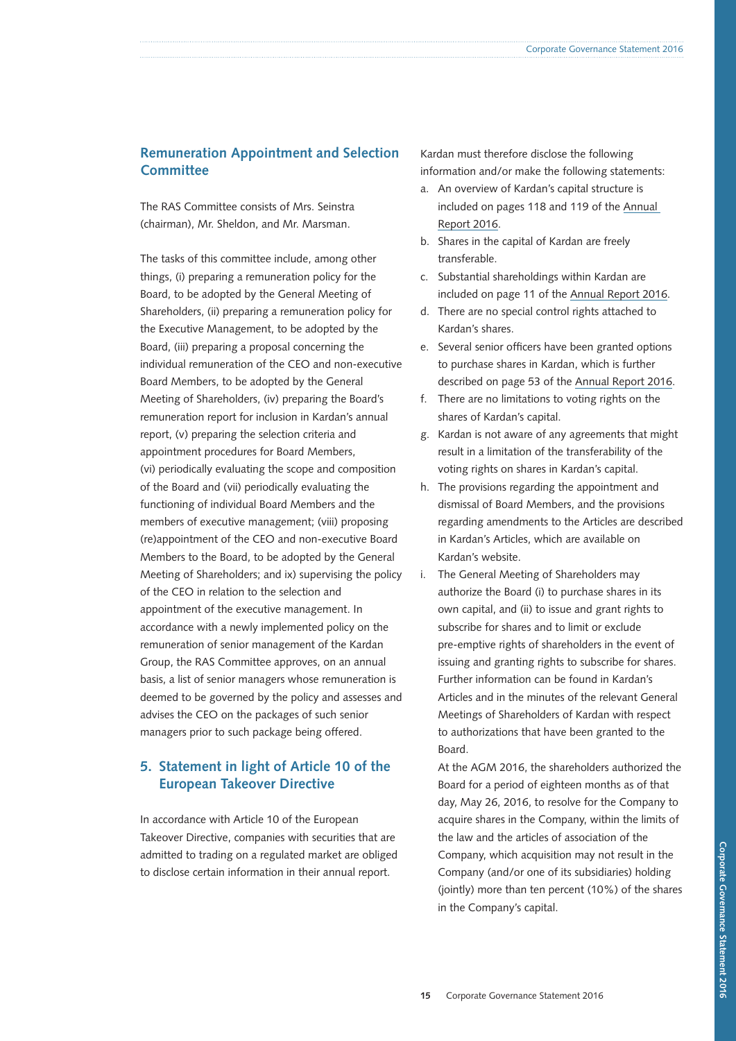### Remuneration Appointment and Selection Committee

The RAS Committee consists of Mrs. Seinstra (chairman), Mr. Sheldon, and Mr. Marsman.

The tasks of this committee include, among other things, (i) preparing a remuneration policy for the Board, to be adopted by the General Meeting of Shareholders, (ii) preparing a remuneration policy for the Executive Management, to be adopted by the Board, (iii) preparing a proposal concerning the individual remuneration of the CEO and non-executive Board Members, to be adopted by the General Meeting of Shareholders, (iv) preparing the Board's remuneration report for inclusion in Kardan's annual report, (v) preparing the selection criteria and appointment procedures for Board Members, (vi) periodically evaluating the scope and composition of the Board and (vii) periodically evaluating the functioning of individual Board Members and the members of executive management; (viii) proposing (re)appointment of the CEO and non-executive Board Members to the Board, to be adopted by the General Meeting of Shareholders; and ix) supervising the policy of the CEO in relation to the selection and appointment of the executive management. In accordance with a newly implemented policy on the remuneration of senior management of the Kardan Group, the RAS Committee approves, on an annual basis, a list of senior managers whose remuneration is deemed to be governed by the policy and assesses and advises the CEO on the packages of such senior managers prior to such package being offered.

## 5. Statement in light of Article 10 of the European Takeover Directive

In accordance with Article 10 of the European Takeover Directive, companies with securities that are admitted to trading on a regulated market are obliged to disclose certain information in their annual report.

Kardan must therefore disclose the following information and/or make the following statements:

a. An overview of Kardan's capital structure is included on pages 118 and 119 of the Annual Report 2016.
b. Shares in the capital of Kardan are freely transferable.
c. Substantial shareholdings within Kardan are included on page 11 of the Annual Report 2016.
d. There are no special control rights attached to Kardan's shares.
e. Several senior officers have been granted options to purchase shares in Kardan, which is further described on page 53 of the Annual Report 2016.
f. There are no limitations to voting rights on the shares of Kardan's capital.
g. Kardan is not aware of any agreements that might result in a limitation of the transferability of the voting rights on shares in Kardan's capital.
h. The provisions regarding the appointment and dismissal of Board Members, and the provisions regarding amendments to the Articles are described in Kardan's Articles, which are available on Kardan's website.
i. The General Meeting of Shareholders may authorize the Board (i) to purchase shares in its own capital, and (ii) to issue and grant rights to subscribe for shares and to limit or exclude pre-emptive rights of shareholders in the event of issuing and granting rights to subscribe for shares. Further information can be found in Kardan's Articles and in the minutes of the relevant General Meetings of Shareholders of Kardan with respect to authorizations that have been granted to the Board.

   At the AGM 2016, the shareholders authorized the Board for a period of eighteen months as of that day, May 26, 2016, to resolve for the Company to acquire shares in the Company, within the limits of the law and the articles of association of the Company, which acquisition may not result in the Company (and/or one of its subsidiaries) holding (jointly) more than ten percent (10%) of the shares in the Company's capital.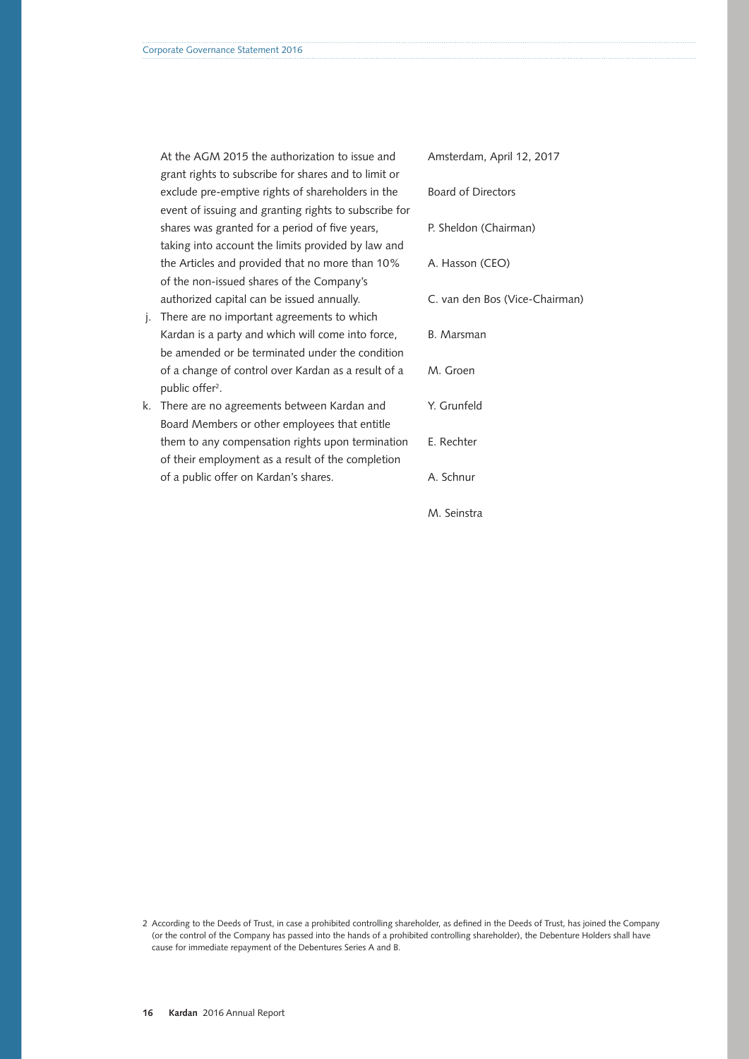At the AGM 2015 the authorization to issue and grant rights to subscribe for shares and to limit or exclude pre-emptive rights of shareholders in the event of issuing and granting rights to subscribe for shares was granted for a period of five years, taking into account the limits provided by law and the Articles and provided that no more than 10% of the non-issued shares of the Company's authorized capital can be issued annually.

j. There are no important agreements to which Kardan is a party and which will come into force, be amended or be terminated under the condition of a change of control over Kardan as a result of a public offer[2].
k. There are no agreements between Kardan and Board Members or other employees that entitle them to any compensation rights upon termination of their employment as a result of the completion of a public offer on Kardan's shares.

Amsterdam, April 12, 2017

Board of Directors

P. Sheldon (Chairman)

A. Hasson (CEO)

C. van den Bos (Vice-Chairman)

B. Marsman

M. Groen

Y. Grunfeld

E. Rechter

A. Schnur

M. Seinstra

2 According to the Deeds of Trust, in case a prohibited controlling shareholder, as defined in the Deeds of Trust, has joined the Company (or the control of the Company has passed into the hands of a prohibited controlling shareholder), the Debenture Holders shall have cause for immediate repayment of the Debentures Series A and B.